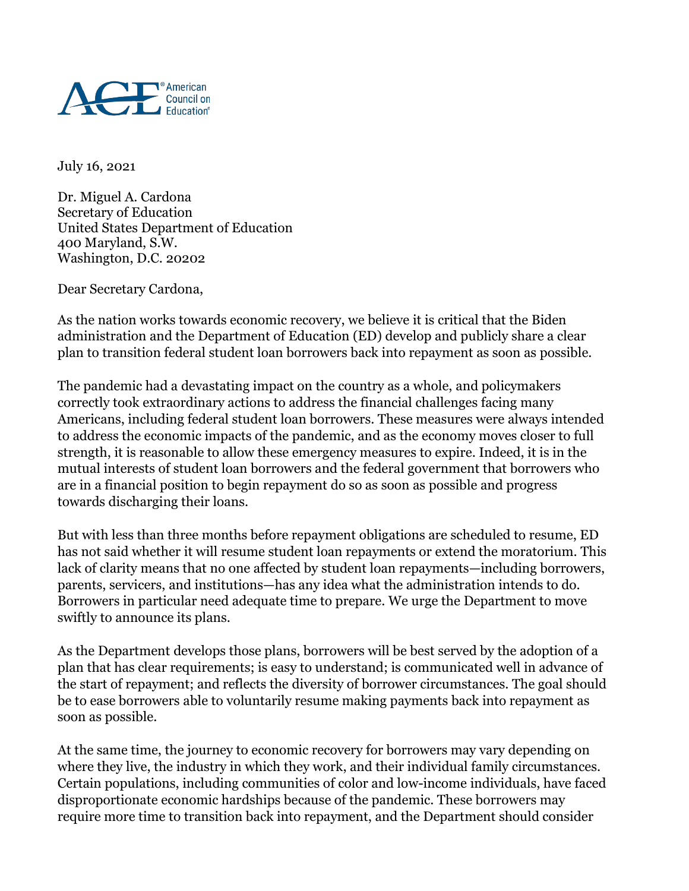July 16, 2021

Dr. Miguel A. Cardona  
Secretary of Education  
United States Department of Education  
400 Maryland, S.W.  
Washington, D.C. 20202

Dear Secretary Cardona,

As the nation works towards economic recovery, we believe it is critical that the Biden administration and the Department of Education (ED) develop and publicly share a clear plan to transition federal student loan borrowers back into repayment as soon as possible.

The pandemic had a devastating impact on the country as a whole, and policymakers correctly took extraordinary actions to address the financial challenges facing many Americans, including federal student loan borrowers. These measures were always intended to address the economic impacts of the pandemic, and as the economy moves closer to full strength, it is reasonable to allow these emergency measures to expire. Indeed, it is in the mutual interests of student loan borrowers and the federal government that borrowers who are in a financial position to begin repayment do so as soon as possible and progress towards discharging their loans.

But with less than three months before repayment obligations are scheduled to resume, ED has not said whether it will resume student loan repayments or extend the moratorium. This lack of clarity means that no one affected by student loan repayments—including borrowers, parents, servicers, and institutions—has any idea what the administration intends to do. Borrowers in particular need adequate time to prepare. We urge the Department to move swiftly to announce its plans.

As the Department develops those plans, borrowers will be best served by the adoption of a plan that has clear requirements; is easy to understand; is communicated well in advance of the start of repayment; and reflects the diversity of borrower circumstances. The goal should be to ease borrowers able to voluntarily resume making payments back into repayment as soon as possible.

At the same time, the journey to economic recovery for borrowers may vary depending on where they live, the industry in which they work, and their individual family circumstances. Certain populations, including communities of color and low-income individuals, have faced disproportionate economic hardships because of the pandemic. These borrowers may require more time to transition back into repayment, and the Department should consider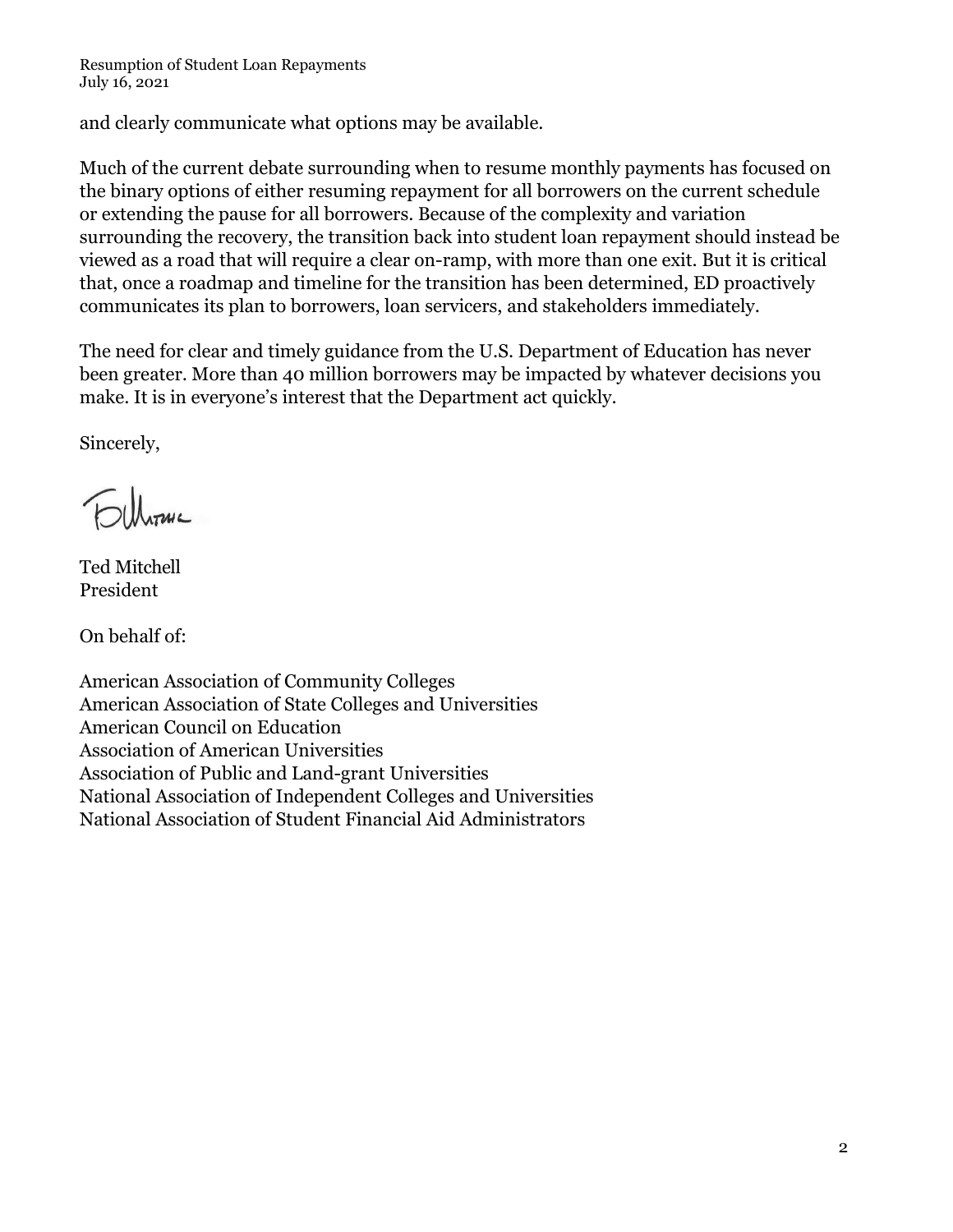and clearly communicate what options may be available.

Much of the current debate surrounding when to resume monthly payments has focused on the binary options of either resuming repayment for all borrowers on the current schedule or extending the pause for all borrowers. Because of the complexity and variation surrounding the recovery, the transition back into student loan repayment should instead be viewed as a road that will require a clear on-ramp, with more than one exit. But it is critical that, once a roadmap and timeline for the transition has been determined, ED proactively communicates its plan to borrowers, loan servicers, and stakeholders immediately.

The need for clear and timely guidance from the U.S. Department of Education has never been greater. More than 40 million borrowers may be impacted by whatever decisions you make. It is in everyone's interest that the Department act quickly.

Sincerely,

Ted Mitchell
President

On behalf of:

American Association of Community Colleges
American Association of State Colleges and Universities
American Council on Education
Association of American Universities
Association of Public and Land-grant Universities
National Association of Independent Colleges and Universities
National Association of Student Financial Aid Administrators